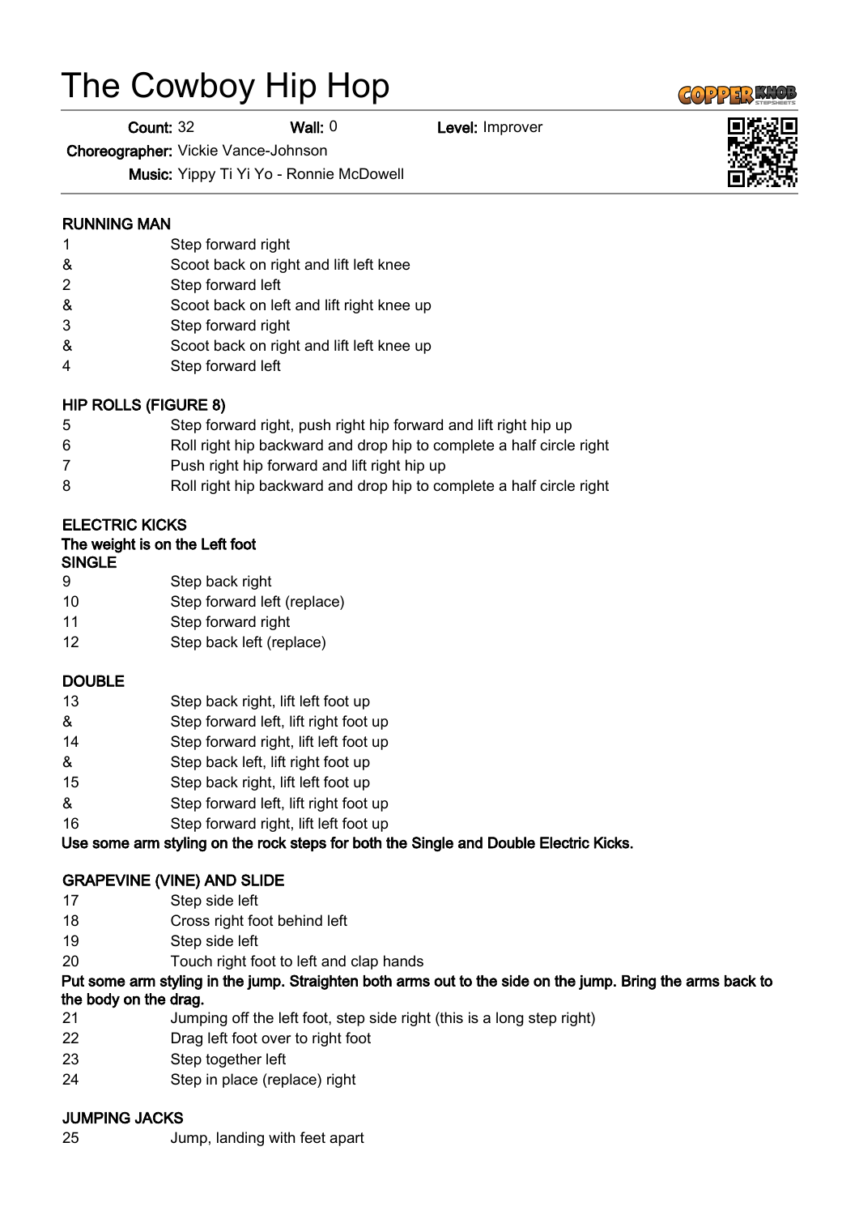# The Cowboy Hip Hop

**Count:** 32 **Wall:** 0 **Level:** Improver

**Choreographer:** Vickie Vance-Johnson

**Music:** Yippy Ti Yi Yo - Ronnie McDowell

**RUNNING MAN**

| | |
|---|---|
| 1 | Step forward right |
| & | Scoot back on right and lift left knee |
| 2 | Step forward left |
| & | Scoot back on left and lift right knee up |
| 3 | Step forward right |
| & | Scoot back on right and lift left knee up |
| 4 | Step forward left |

**HIP ROLLS (FIGURE 8)**

| | |
|---|---|
| 5 | Step forward right, push right hip forward and lift right hip up |
| 6 | Roll right hip backward and drop hip to complete a half circle right |
| 7 | Push right hip forward and lift right hip up |
| 8 | Roll right hip backward and drop hip to complete a half circle right |

**ELECTRIC KICKS**
**The weight is on the Left foot**
**SINGLE**

| | |
|---|---|
| 9 | Step back right |
| 10 | Step forward left (replace) |
| 11 | Step forward right |
| 12 | Step back left (replace) |

**DOUBLE**

| | |
|---|---|
| 13 | Step back right, lift left foot up |
| & | Step forward left, lift right foot up |
| 14 | Step forward right, lift left foot up |
| & | Step back left, lift right foot up |
| 15 | Step back right, lift left foot up |
| & | Step forward left, lift right foot up |
| 16 | Step forward right, lift left foot up |

**Use some arm styling on the rock steps for both the Single and Double Electric Kicks.**

**GRAPEVINE (VINE) AND SLIDE**

| | |
|---|---|
| 17 | Step side left |
| 18 | Cross right foot behind left |
| 19 | Step side left |
| 20 | Touch right foot to left and clap hands |

**Put some arm styling in the jump. Straighten both arms out to the side on the jump. Bring the arms back to the body on the drag.**

| | |
|---|---|
| 21 | Jumping off the left foot, step side right (this is a long step right) |
| 22 | Drag left foot over to right foot |
| 23 | Step together left |
| 24 | Step in place (replace) right |

**JUMPING JACKS**

| | |
|---|---|
| 25 | Jump, landing with feet apart |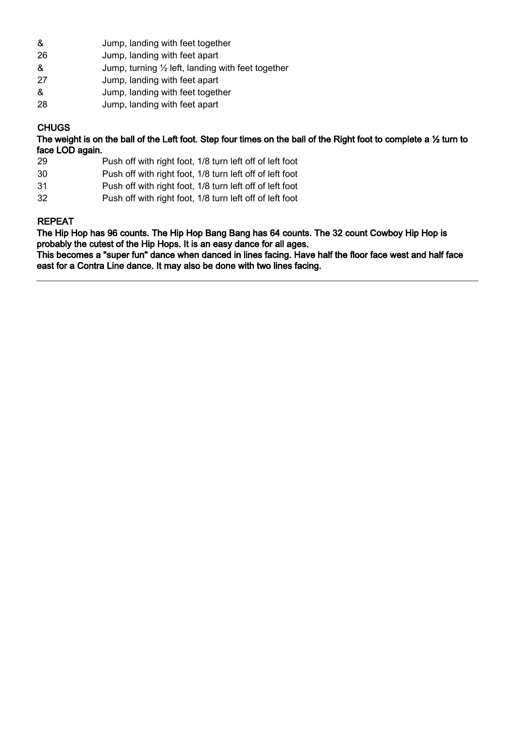| | |
|---|---|
| & | Jump, landing with feet together |
| 26 | Jump, landing with feet apart |
| & | Jump, turning ½ left, landing with feet together |
| 27 | Jump, landing with feet apart |
| & | Jump, landing with feet together |
| 28 | Jump, landing with feet apart |

**CHUGS**

**The weight is on the ball of the Left foot. Step four times on the ball of the Right foot to complete a ½ turn to face LOD again.**

| | |
|---|---|
| 29 | Push off with right foot, 1/8 turn left off of left foot |
| 30 | Push off with right foot, 1/8 turn left off of left foot |
| 31 | Push off with right foot, 1/8 turn left off of left foot |
| 32 | Push off with right foot, 1/8 turn left off of left foot |

**REPEAT**

**The Hip Hop has 96 counts. The Hip Hop Bang Bang has 64 counts. The 32 count Cowboy Hip Hop is probably the cutest of the Hip Hops. It is an easy dance for all ages.**

**This becomes a "super fun" dance when danced in lines facing. Have half the floor face west and half face east for a Contra Line dance. It may also be done with two lines facing.**